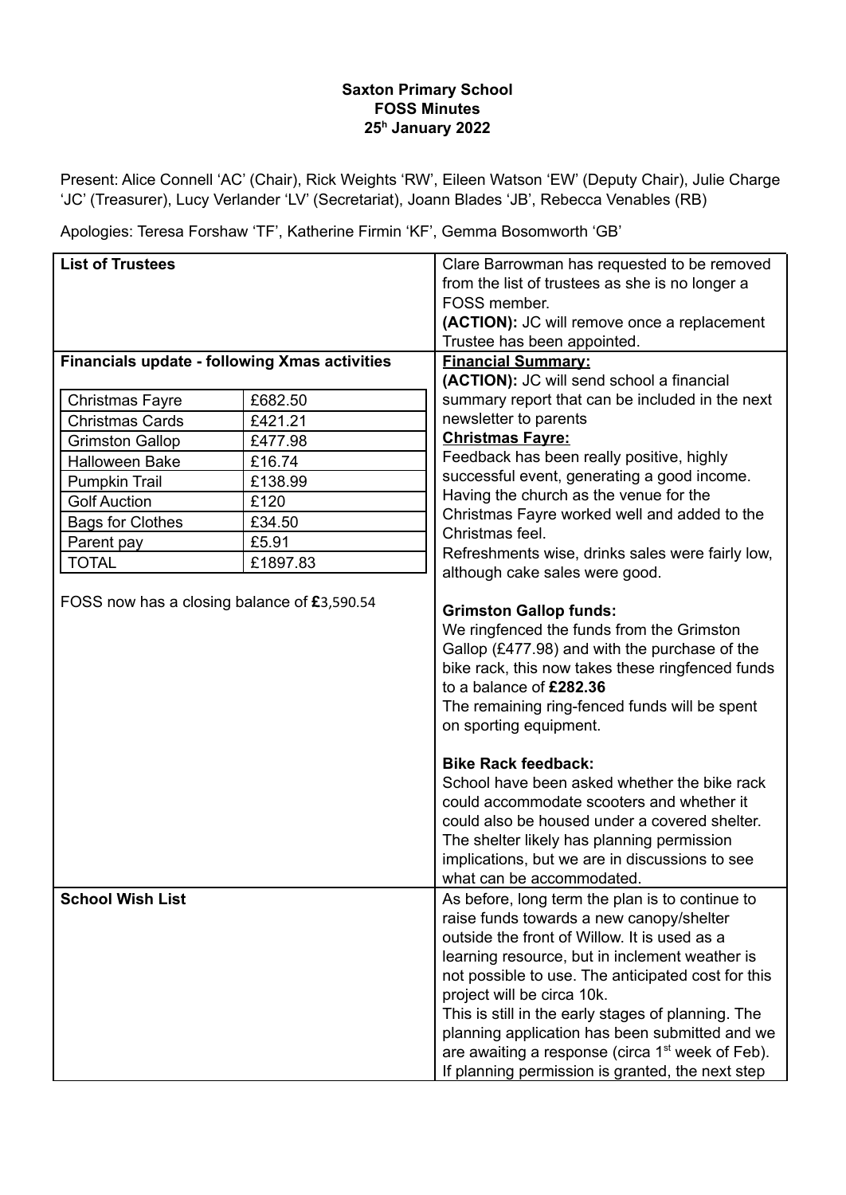**Saxton Primary School**
**FOSS Minutes**
**25h January 2022**

Present: Alice Connell 'AC' (Chair), Rick Weights 'RW', Eileen Watson 'EW' (Deputy Chair), Julie Charge 'JC' (Treasurer), Lucy Verlander 'LV' (Secretariat), Joann Blades 'JB', Rebecca Venables (RB)

Apologies: Teresa Forshaw 'TF', Katherine Firmin 'KF', Gemma Bosomworth 'GB'

**List of Trustees**

Clare Barrowman has requested to be removed from the list of trustees as she is no longer a FOSS member.
**(ACTION):** JC will remove once a replacement Trustee has been appointed.

**Financials update - following Xmas activities**

| Christmas Fayre | £682.50 |
|---|---|
| Christmas Cards | £421.21 |
| Grimston Gallop | £477.98 |
| Halloween Bake | £16.74 |
| Pumpkin Trail | £138.99 |
| Golf Auction | £120 |
| Bags for Clothes | £34.50 |
| Parent pay | £5.91 |
| TOTAL | £1897.83 |

FOSS now has a closing balance of **£**3,590.54

**Financial Summary:**
**(ACTION):** JC will send school a financial summary report that can be included in the next newsletter to parents

**Christmas Fayre:**
Feedback has been really positive, highly successful event, generating a good income. Having the church as the venue for the Christmas Fayre worked well and added to the Christmas feel.
Refreshments wise, drinks sales were fairly low, although cake sales were good.

**Grimston Gallop funds:**
We ringfenced the funds from the Grimston Gallop (£477.98) and with the purchase of the bike rack, this now takes these ringfenced funds to a balance of **£282.36**
The remaining ring-fenced funds will be spent on sporting equipment.

**Bike Rack feedback:**
School have been asked whether the bike rack could accommodate scooters and whether it could also be housed under a covered shelter. The shelter likely has planning permission implications, but we are in discussions to see what can be accommodated.

**School Wish List**

As before, long term the plan is to continue to raise funds towards a new canopy/shelter outside the front of Willow. It is used as a learning resource, but in inclement weather is not possible to use. The anticipated cost for this project will be circa 10k.
This is still in the early stages of planning. The planning application has been submitted and we are awaiting a response (circa 1st week of Feb). If planning permission is granted, the next step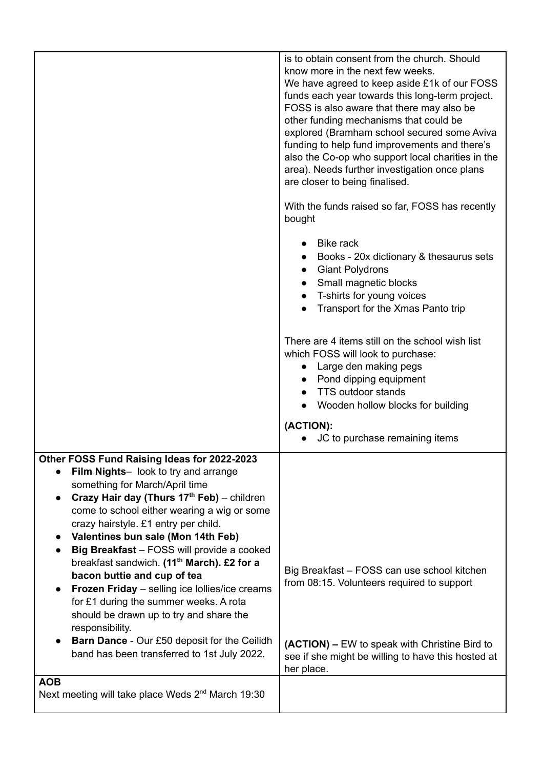| | |
|---|---|
| | is to obtain consent from the church. Should know more in the next few weeks.<br>We have agreed to keep aside £1k of our FOSS funds each year towards this long-term project. FOSS is also aware that there may also be other funding mechanisms that could be explored (Bramham school secured some Aviva funding to help fund improvements and there's also the Co-op who support local charities in the area). Needs further investigation once plans are closer to being finalised.<br><br>With the funds raised so far, FOSS has recently bought<br><br>• Bike rack<br>• Books - 20x dictionary & thesaurus sets<br>• Giant Polydrons<br>• Small magnetic blocks<br>• T-shirts for young voices<br>• Transport for the Xmas Panto trip<br><br>There are 4 items still on the school wish list which FOSS will look to purchase:<br>• Large den making pegs<br>• Pond dipping equipment<br>• TTS outdoor stands<br>• Wooden hollow blocks for building<br><br>**(ACTION):**<br>• JC to purchase remaining items |
| **Other FOSS Fund Raising Ideas for 2022-2023**<br>• **Film Nights**– look to try and arrange something for March/April time<br>• **Crazy Hair day (Thurs 17th Feb)** – children come to school either wearing a wig or some crazy hairstyle. £1 entry per child.<br>• **Valentines bun sale (Mon 14th Feb)**<br>• **Big Breakfast** – FOSS will provide a cooked breakfast sandwich. **(11th March). £2 for a bacon buttie and cup of tea**<br>• **Frozen Friday** – selling ice lollies/ice creams for £1 during the summer weeks. A rota should be drawn up to try and share the responsibility.<br>• **Barn Dance** - Our £50 deposit for the Ceilidh band has been transferred to 1st July 2022. | Big Breakfast – FOSS can use school kitchen from 08:15. Volunteers required to support<br><br>**(ACTION) –** EW to speak with Christine Bird to see if she might be willing to have this hosted at her place. |
| **AOB**<br>Next meeting will take place Weds 2nd March 19:30 | |